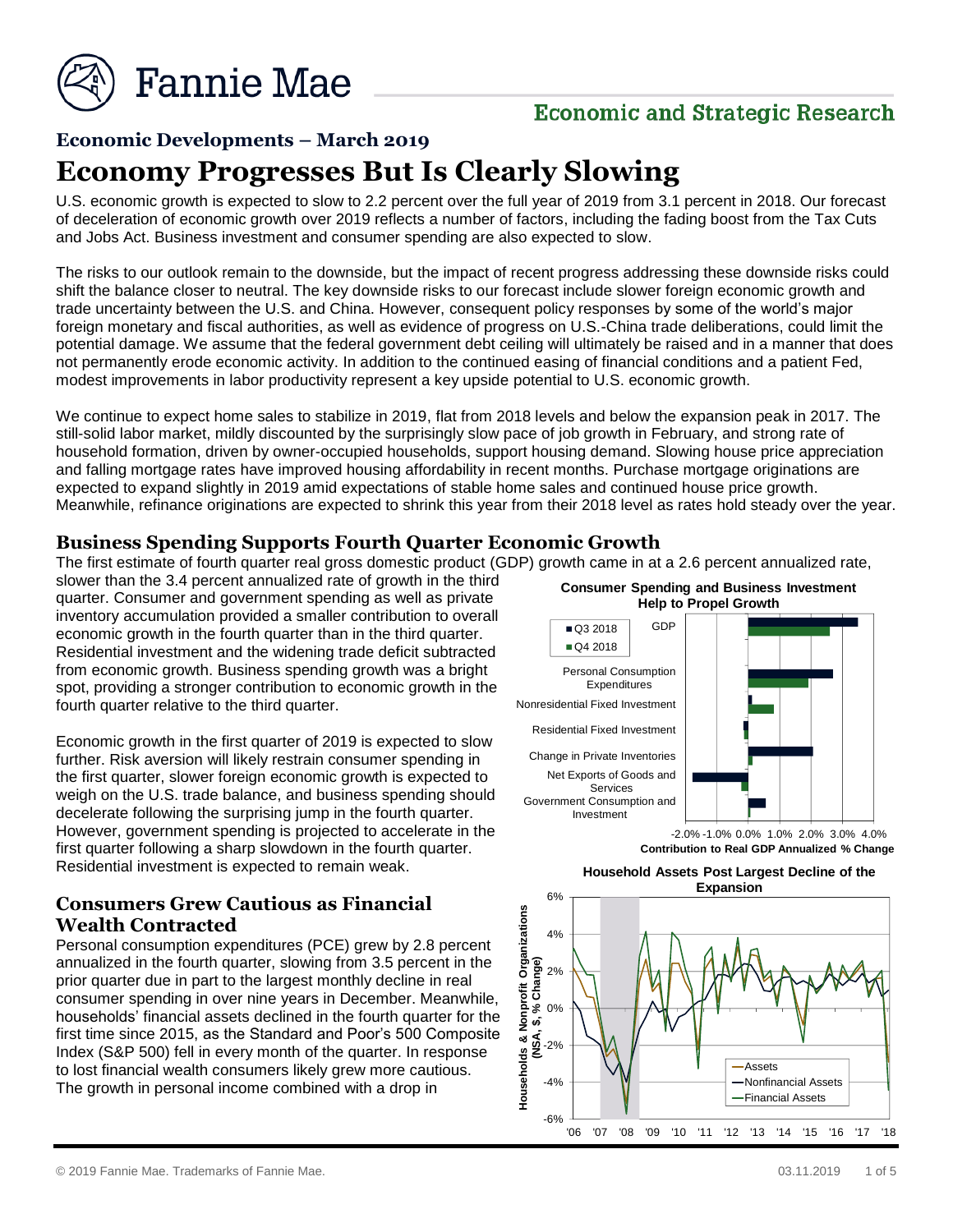# Economic Developments – March 2019

# Economy Progresses But Is Clearly Slowing

U.S. economic growth is expected to slow to 2.2 percent over the full year of 2019 from 3.1 percent in 2018. Our forecast of deceleration of economic growth over 2019 reflects a number of factors, including the fading boost from the Tax Cuts and Jobs Act. Business investment and consumer spending are also expected to slow.

The risks to our outlook remain to the downside, but the impact of recent progress addressing these downside risks could shift the balance closer to neutral. The key downside risks to our forecast include slower foreign economic growth and trade uncertainty between the U.S. and China. However, consequent policy responses by some of the world's major foreign monetary and fiscal authorities, as well as evidence of progress on U.S.-China trade deliberations, could limit the potential damage. We assume that the federal government debt ceiling will ultimately be raised and in a manner that does not permanently erode economic activity. In addition to the continued easing of financial conditions and a patient Fed, modest improvements in labor productivity represent a key upside potential to U.S. economic growth.

We continue to expect home sales to stabilize in 2019, flat from 2018 levels and below the expansion peak in 2017. The still-solid labor market, mildly discounted by the surprisingly slow pace of job growth in February, and strong rate of household formation, driven by owner-occupied households, support housing demand. Slowing house price appreciation and falling mortgage rates have improved housing affordability in recent months. Purchase mortgage originations are expected to expand slightly in 2019 amid expectations of stable home sales and continued house price growth. Meanwhile, refinance originations are expected to shrink this year from their 2018 level as rates hold steady over the year.

## Business Spending Supports Fourth Quarter Economic Growth

The first estimate of fourth quarter real gross domestic product (GDP) growth came in at a 2.6 percent annualized rate, slower than the 3.4 percent annualized rate of growth in the third quarter. Consumer and government spending as well as private inventory accumulation provided a smaller contribution to overall economic growth in the fourth quarter than in the third quarter. Residential investment and the widening trade deficit subtracted from economic growth. Business spending growth was a bright spot, providing a stronger contribution to economic growth in the fourth quarter relative to the third quarter.

Economic growth in the first quarter of 2019 is expected to slow further. Risk aversion will likely restrain consumer spending in the first quarter, slower foreign economic growth is expected to weigh on the U.S. trade balance, and business spending should decelerate following the surprising jump in the fourth quarter. However, government spending is projected to accelerate in the first quarter following a sharp slowdown in the fourth quarter. Residential investment is expected to remain weak.

**Consumer Spending and Business Investment Help to Propel Growth**

Contribution to Real GDP Annualized % Change

**Household Assets Post Largest Decline of the Expansion**

## Consumers Grew Cautious as Financial Wealth Contracted

Personal consumption expenditures (PCE) grew by 2.8 percent annualized in the fourth quarter, slowing from 3.5 percent in the prior quarter due in part to the largest monthly decline in real consumer spending in over nine years in December. Meanwhile, households' financial assets declined in the fourth quarter for the first time since 2015, as the Standard and Poor's 500 Composite Index (S&P 500) fell in every month of the quarter. In response to lost financial wealth consumers likely grew more cautious. The growth in personal income combined with a drop in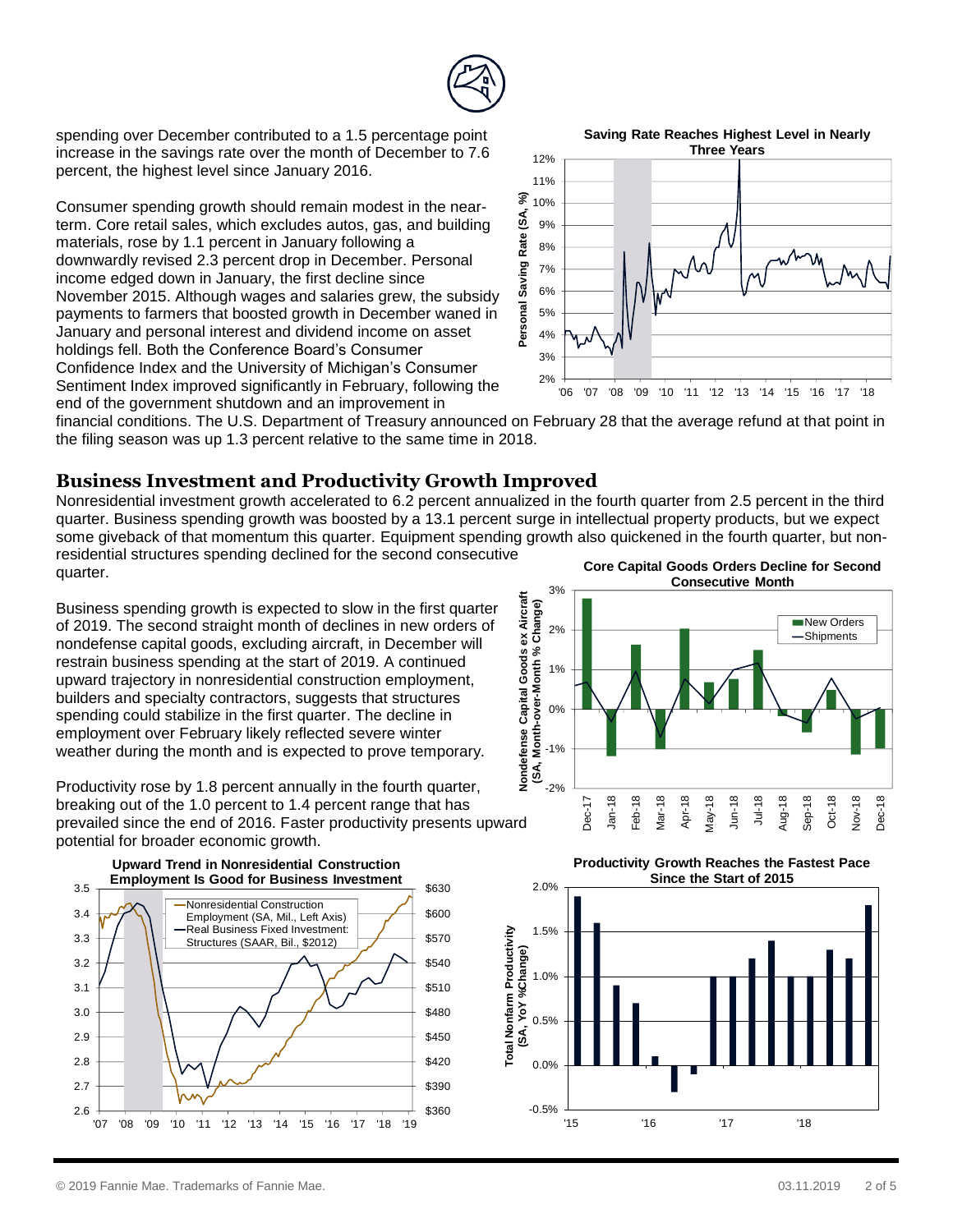spending over December contributed to a 1.5 percentage point increase in the savings rate over the month of December to 7.6 percent, the highest level since January 2016.

Consumer spending growth should remain modest in the near-term. Core retail sales, which excludes autos, gas, and building materials, rose by 1.1 percent in January following a downwardly revised 2.3 percent drop in December. Personal income edged down in January, the first decline since November 2015. Although wages and salaries grew, the subsidy payments to farmers that boosted growth in December waned in January and personal interest and dividend income on asset holdings fell. Both the Conference Board's Consumer Confidence Index and the University of Michigan's Consumer Sentiment Index improved significantly in February, following the end of the government shutdown and an improvement in financial conditions. The U.S. Department of Treasury announced on February 28 that the average refund at that point in the filing season was up 1.3 percent relative to the same time in 2018.

**Saving Rate Reaches Highest Level in Nearly Three Years**

## Business Investment and Productivity Growth Improved

Nonresidential investment growth accelerated to 6.2 percent annualized in the fourth quarter from 2.5 percent in the third quarter. Business spending growth was boosted by a 13.1 percent surge in intellectual property products, but we expect some giveback of that momentum this quarter. Equipment spending growth also quickened in the fourth quarter, but non-residential structures spending declined for the second consecutive quarter.

Business spending growth is expected to slow in the first quarter of 2019. The second straight month of declines in new orders of nondefense capital goods, excluding aircraft, in December will restrain business spending at the start of 2019. A continued upward trajectory in nonresidential construction employment, builders and specialty contractors, suggests that structures spending could stabilize in the first quarter. The decline in employment over February likely reflected severe winter weather during the month and is expected to prove temporary.

Productivity rose by 1.8 percent annually in the fourth quarter, breaking out of the 1.0 percent to 1.4 percent range that has prevailed since the end of 2016. Faster productivity presents upward potential for broader economic growth.

**Core Capital Goods Orders Decline for Second Consecutive Month**

**Upward Trend in Nonresidential Construction Employment Is Good for Business Investment**

**Productivity Growth Reaches the Fastest Pace Since the Start of 2015**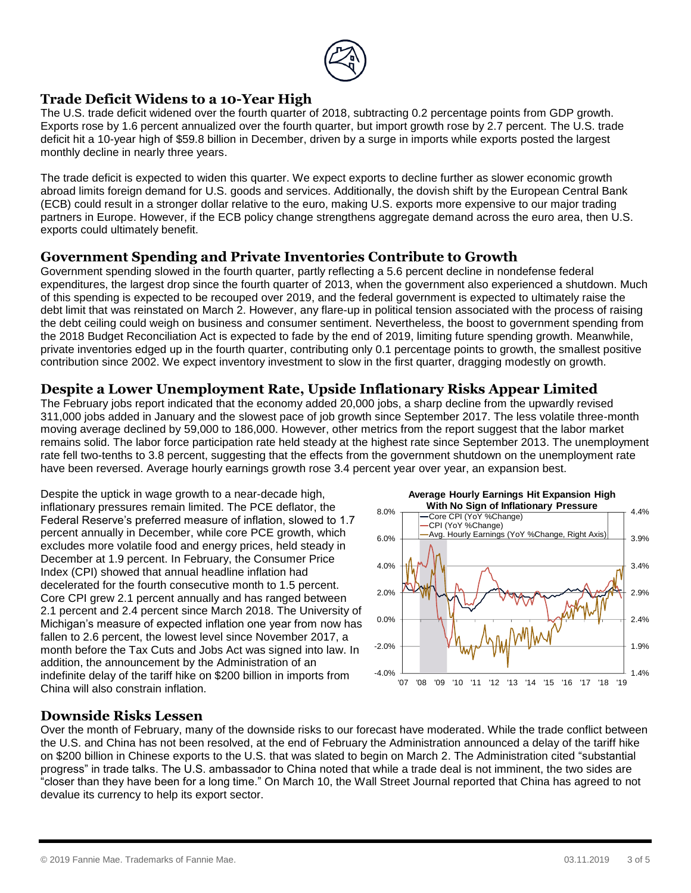## Trade Deficit Widens to a 10-Year High

The U.S. trade deficit widened over the fourth quarter of 2018, subtracting 0.2 percentage points from GDP growth. Exports rose by 1.6 percent annualized over the fourth quarter, but import growth rose by 2.7 percent. The U.S. trade deficit hit a 10-year high of $59.8 billion in December, driven by a surge in imports while exports posted the largest monthly decline in nearly three years.

The trade deficit is expected to widen this quarter. We expect exports to decline further as slower economic growth abroad limits foreign demand for U.S. goods and services. Additionally, the dovish shift by the European Central Bank (ECB) could result in a stronger dollar relative to the euro, making U.S. exports more expensive to our major trading partners in Europe. However, if the ECB policy change strengthens aggregate demand across the euro area, then U.S. exports could ultimately benefit.

## Government Spending and Private Inventories Contribute to Growth

Government spending slowed in the fourth quarter, partly reflecting a 5.6 percent decline in nondefense federal expenditures, the largest drop since the fourth quarter of 2013, when the government also experienced a shutdown. Much of this spending is expected to be recouped over 2019, and the federal government is expected to ultimately raise the debt limit that was reinstated on March 2. However, any flare-up in political tension associated with the process of raising the debt ceiling could weigh on business and consumer sentiment. Nevertheless, the boost to government spending from the 2018 Budget Reconciliation Act is expected to fade by the end of 2019, limiting future spending growth. Meanwhile, private inventories edged up in the fourth quarter, contributing only 0.1 percentage points to growth, the smallest positive contribution since 2002. We expect inventory investment to slow in the first quarter, dragging modestly on growth.

## Despite a Lower Unemployment Rate, Upside Inflationary Risks Appear Limited

The February jobs report indicated that the economy added 20,000 jobs, a sharp decline from the upwardly revised 311,000 jobs added in January and the slowest pace of job growth since September 2017. The less volatile three-month moving average declined by 59,000 to 186,000. However, other metrics from the report suggest that the labor market remains solid. The labor force participation rate held steady at the highest rate since September 2013. The unemployment rate fell two-tenths to 3.8 percent, suggesting that the effects from the government shutdown on the unemployment rate have been reversed. Average hourly earnings growth rose 3.4 percent year over year, an expansion best.

Despite the uptick in wage growth to a near-decade high, inflationary pressures remain limited. The PCE deflator, the Federal Reserve's preferred measure of inflation, slowed to 1.7 percent annually in December, while core PCE growth, which excludes more volatile food and energy prices, held steady in December at 1.9 percent. In February, the Consumer Price Index (CPI) showed that annual headline inflation had decelerated for the fourth consecutive month to 1.5 percent. Core CPI grew 2.1 percent annually and has ranged between 2.1 percent and 2.4 percent since March 2018. The University of Michigan's measure of expected inflation one year from now has fallen to 2.6 percent, the lowest level since November 2017, a month before the Tax Cuts and Jobs Act was signed into law. In addition, the announcement by the Administration of an indefinite delay of the tariff hike on $200 billion in imports from China will also constrain inflation.

**Average Hourly Earnings Hit Expansion High With No Sign of Inflationary Pressure**

## Downside Risks Lessen

Over the month of February, many of the downside risks to our forecast have moderated. While the trade conflict between the U.S. and China has not been resolved, at the end of February the Administration announced a delay of the tariff hike on $200 billion in Chinese exports to the U.S. that was slated to begin on March 2. The Administration cited "substantial progress" in trade talks. The U.S. ambassador to China noted that while a trade deal is not imminent, the two sides are "closer than they have been for a long time." On March 10, the Wall Street Journal reported that China has agreed to not devalue its currency to help its export sector.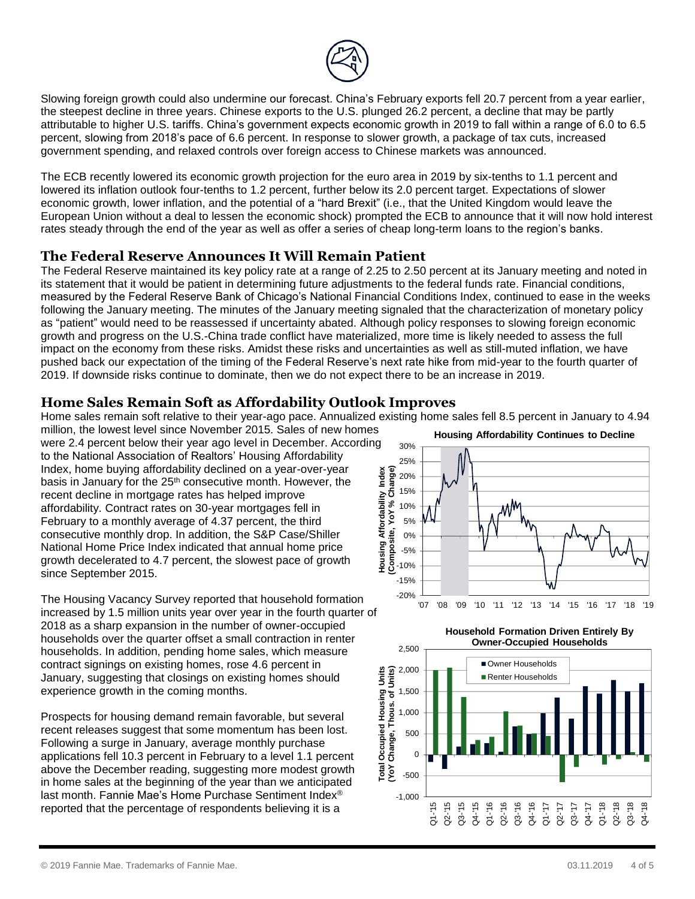Slowing foreign growth could also undermine our forecast. China's February exports fell 20.7 percent from a year earlier, the steepest decline in three years. Chinese exports to the U.S. plunged 26.2 percent, a decline that may be partly attributable to higher U.S. tariffs. China's government expects economic growth in 2019 to fall within a range of 6.0 to 6.5 percent, slowing from 2018's pace of 6.6 percent. In response to slower growth, a package of tax cuts, increased government spending, and relaxed controls over foreign access to Chinese markets was announced.

The ECB recently lowered its economic growth projection for the euro area in 2019 by six-tenths to 1.1 percent and lowered its inflation outlook four-tenths to 1.2 percent, further below its 2.0 percent target. Expectations of slower economic growth, lower inflation, and the potential of a "hard Brexit" (i.e., that the United Kingdom would leave the European Union without a deal to lessen the economic shock) prompted the ECB to announce that it will now hold interest rates steady through the end of the year as well as offer a series of cheap long-term loans to the region's banks.

## The Federal Reserve Announces It Will Remain Patient

The Federal Reserve maintained its key policy rate at a range of 2.25 to 2.50 percent at its January meeting and noted in its statement that it would be patient in determining future adjustments to the federal funds rate. Financial conditions, measured by the Federal Reserve Bank of Chicago's National Financial Conditions Index, continued to ease in the weeks following the January meeting. The minutes of the January meeting signaled that the characterization of monetary policy as "patient" would need to be reassessed if uncertainty abated. Although policy responses to slowing foreign economic growth and progress on the U.S.-China trade conflict have materialized, more time is likely needed to assess the full impact on the economy from these risks. Amidst these risks and uncertainties as well as still-muted inflation, we have pushed back our expectation of the timing of the Federal Reserve's next rate hike from mid-year to the fourth quarter of 2019. If downside risks continue to dominate, then we do not expect there to be an increase in 2019.

## Home Sales Remain Soft as Affordability Outlook Improves

Home sales remain soft relative to their year-ago pace. Annualized existing home sales fell 8.5 percent in January to 4.94 million, the lowest level since November 2015. Sales of new homes were 2.4 percent below their year ago level in December. According to the National Association of Realtors' Housing Affordability Index, home buying affordability declined on a year-over-year basis in January for the 25th consecutive month. However, the recent decline in mortgage rates has helped improve affordability. Contract rates on 30-year mortgages fell in February to a monthly average of 4.37 percent, the third consecutive monthly drop. In addition, the S&P Case/Shiller National Home Price Index indicated that annual home price growth decelerated to 4.7 percent, the slowest pace of growth since September 2015.

**Housing Affordability Continues to Decline**

**Household Formation Driven Entirely By Owner-Occupied Households**

The Housing Vacancy Survey reported that household formation increased by 1.5 million units year over year in the fourth quarter of 2018 as a sharp expansion in the number of owner-occupied households over the quarter offset a small contraction in renter households. In addition, pending home sales, which measure contract signings on existing homes, rose 4.6 percent in January, suggesting that closings on existing homes should experience growth in the coming months.

Prospects for housing demand remain favorable, but several recent releases suggest that some momentum has been lost. Following a surge in January, average monthly purchase applications fell 10.3 percent in February to a level 1.1 percent above the December reading, suggesting more modest growth in home sales at the beginning of the year than we anticipated last month. Fannie Mae's Home Purchase Sentiment Index® reported that the percentage of respondents believing it is a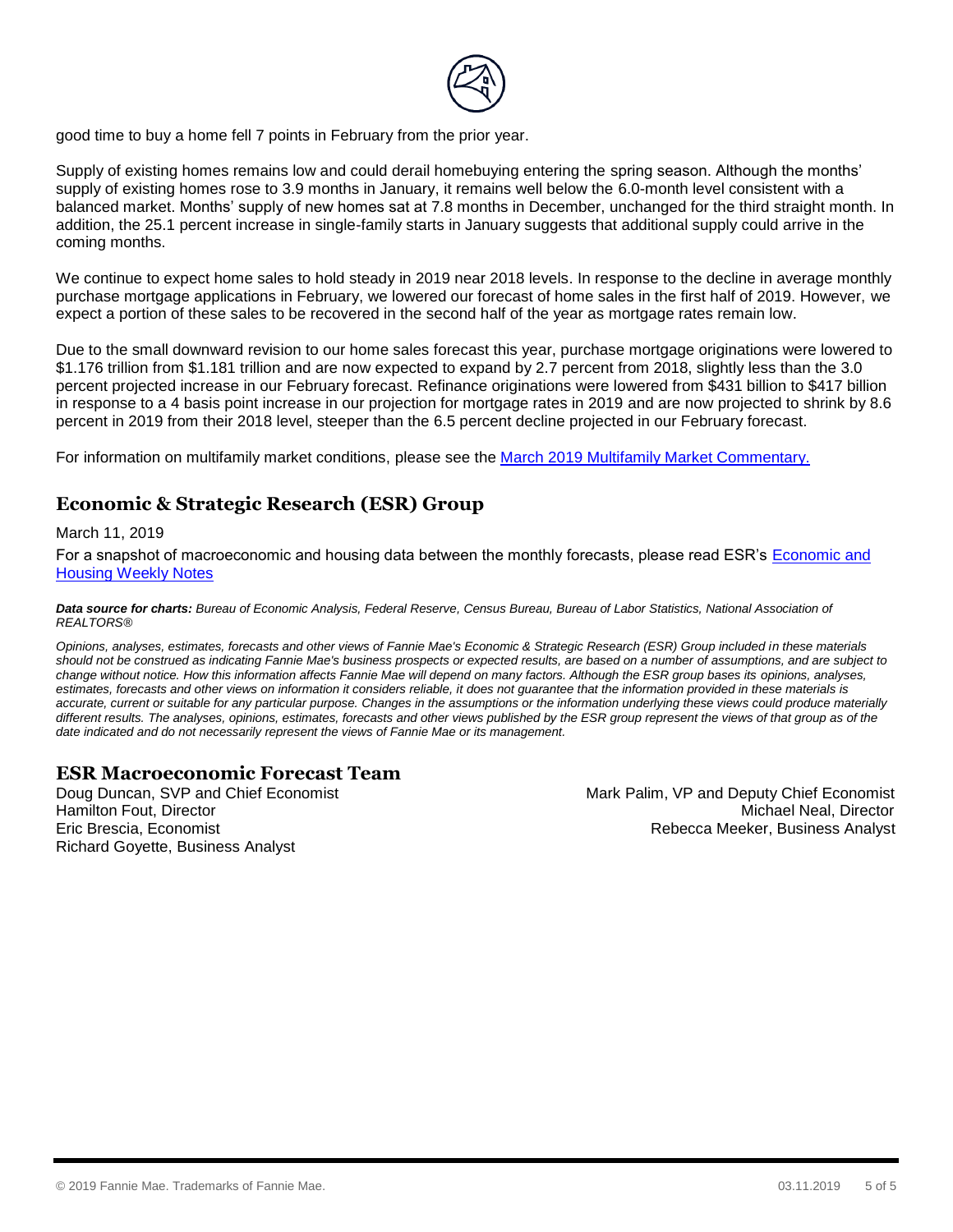good time to buy a home fell 7 points in February from the prior year.

Supply of existing homes remains low and could derail homebuying entering the spring season. Although the months' supply of existing homes rose to 3.9 months in January, it remains well below the 6.0-month level consistent with a balanced market. Months' supply of new homes sat at 7.8 months in December, unchanged for the third straight month. In addition, the 25.1 percent increase in single-family starts in January suggests that additional supply could arrive in the coming months.

We continue to expect home sales to hold steady in 2019 near 2018 levels. In response to the decline in average monthly purchase mortgage applications in February, we lowered our forecast of home sales in the first half of 2019. However, we expect a portion of these sales to be recovered in the second half of the year as mortgage rates remain low.

Due to the small downward revision to our home sales forecast this year, purchase mortgage originations were lowered to $1.176 trillion from $1.181 trillion and are now expected to expand by 2.7 percent from 2018, slightly less than the 3.0 percent projected increase in our February forecast. Refinance originations were lowered from $431 billion to $417 billion in response to a 4 basis point increase in our projection for mortgage rates in 2019 and are now projected to shrink by 8.6 percent in 2019 from their 2018 level, steeper than the 6.5 percent decline projected in our February forecast.

For information on multifamily market conditions, please see the March 2019 Multifamily Market Commentary.

## Economic & Strategic Research (ESR) Group

March 11, 2019

For a snapshot of macroeconomic and housing data between the monthly forecasts, please read ESR's Economic and Housing Weekly Notes

***Data source for charts:*** *Bureau of Economic Analysis, Federal Reserve, Census Bureau, Bureau of Labor Statistics, National Association of REALTORS®*

*Opinions, analyses, estimates, forecasts and other views of Fannie Mae's Economic & Strategic Research (ESR) Group included in these materials should not be construed as indicating Fannie Mae's business prospects or expected results, are based on a number of assumptions, and are subject to change without notice. How this information affects Fannie Mae will depend on many factors. Although the ESR group bases its opinions, analyses, estimates, forecasts and other views on information it considers reliable, it does not guarantee that the information provided in these materials is accurate, current or suitable for any particular purpose. Changes in the assumptions or the information underlying these views could produce materially different results. The analyses, opinions, estimates, forecasts and other views published by the ESR group represent the views of that group as of the date indicated and do not necessarily represent the views of Fannie Mae or its management.*

## ESR Macroeconomic Forecast Team

Doug Duncan, SVP and Chief Economist
Hamilton Fout, Director
Eric Brescia, Economist
Richard Goyette, Business Analyst
Mark Palim, VP and Deputy Chief Economist
Michael Neal, Director
Rebecca Meeker, Business Analyst

© 2019 Fannie Mae. Trademarks of Fannie Mae.